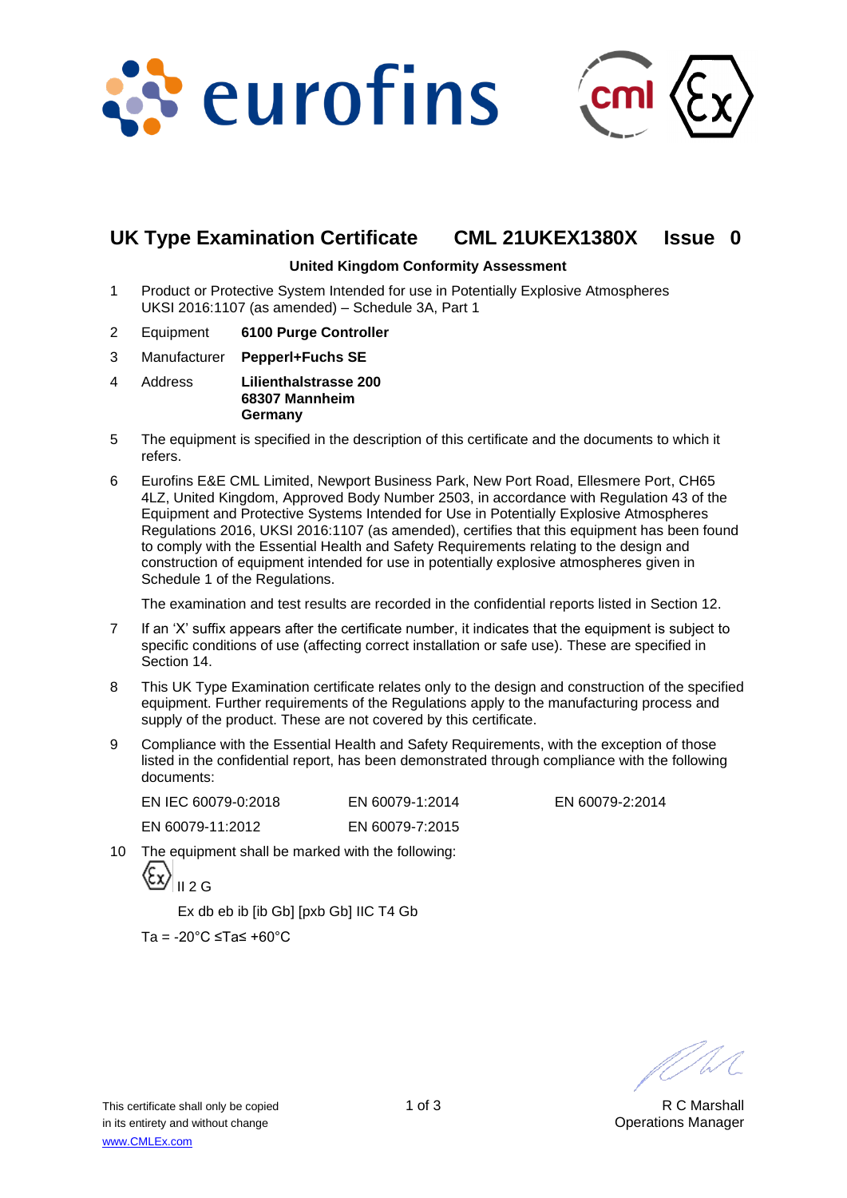# UK Type Examination Certificate CML 21UKEX1380X Issue 0

**United Kingdom Conformity Assessment**

1. Product or Protective System Intended for use in Potentially Explosive Atmospheres
   UKSI 2016:1107 (as amended) – Schedule 3A, Part 1

2. Equipment **6100 Purge Controller**

3. Manufacturer **Pepperl+Fuchs SE**

4. Address **Lilienthalstrasse 200**
   **68307 Mannheim**
   **Germany**

5. The equipment is specified in the description of this certificate and the documents to which it refers.

6. Eurofins E&E CML Limited, Newport Business Park, New Port Road, Ellesmere Port, CH65 4LZ, United Kingdom, Approved Body Number 2503, in accordance with Regulation 43 of the Equipment and Protective Systems Intended for Use in Potentially Explosive Atmospheres Regulations 2016, UKSI 2016:1107 (as amended), certifies that this equipment has been found to comply with the Essential Health and Safety Requirements relating to the design and construction of equipment intended for use in potentially explosive atmospheres given in Schedule 1 of the Regulations.

   The examination and test results are recorded in the confidential reports listed in Section 12.

7. If an 'X' suffix appears after the certificate number, it indicates that the equipment is subject to specific conditions of use (affecting correct installation or safe use). These are specified in Section 14.

8. This UK Type Examination certificate relates only to the design and construction of the specified equipment. Further requirements of the Regulations apply to the manufacturing process and supply of the product. These are not covered by this certificate.

9. Compliance with the Essential Health and Safety Requirements, with the exception of those listed in the confidential report, has been demonstrated through compliance with the following documents:

   EN IEC 60079-0:2018 EN 60079-1:2014 EN 60079-2:2014
   EN 60079-11:2012 EN 60079-7:2015

10. The equipment shall be marked with the following:

    Ex II 2 G

    Ex db eb ib [ib Gb] [pxb Gb] IIC T4 Gb

    Ta = -20°C ≤Ta≤ +60°C

This certificate shall only be copied in its entirety and without change
www.CMLEx.com

R C Marshall
Operations Manager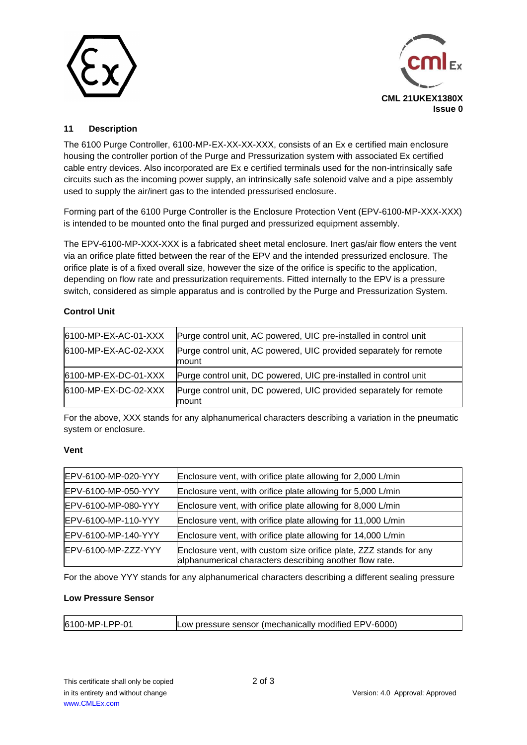## 11 Description

The 6100 Purge Controller, 6100-MP-EX-XX-XX-XXX, consists of an Ex e certified main enclosure housing the controller portion of the Purge and Pressurization system with associated Ex certified cable entry devices. Also incorporated are Ex e certified terminals used for the non-intrinsically safe circuits such as the incoming power supply, an intrinsically safe solenoid valve and a pipe assembly used to supply the air/inert gas to the intended pressurised enclosure.

Forming part of the 6100 Purge Controller is the Enclosure Protection Vent (EPV-6100-MP-XXX-XXX) is intended to be mounted onto the final purged and pressurized equipment assembly.

The EPV-6100-MP-XXX-XXX is a fabricated sheet metal enclosure. Inert gas/air flow enters the vent via an orifice plate fitted between the rear of the EPV and the intended pressurized enclosure. The orifice plate is of a fixed overall size, however the size of the orifice is specific to the application, depending on flow rate and pressurization requirements. Fitted internally to the EPV is a pressure switch, considered as simple apparatus and is controlled by the Purge and Pressurization System.

**Control Unit**

| | |
|---|---|
| 6100-MP-EX-AC-01-XXX | Purge control unit, AC powered, UIC pre-installed in control unit |
| 6100-MP-EX-AC-02-XXX | Purge control unit, AC powered, UIC provided separately for remote mount |
| 6100-MP-EX-DC-01-XXX | Purge control unit, DC powered, UIC pre-installed in control unit |
| 6100-MP-EX-DC-02-XXX | Purge control unit, DC powered, UIC provided separately for remote mount |

For the above, XXX stands for any alphanumerical characters describing a variation in the pneumatic system or enclosure.

**Vent**

| | |
|---|---|
| EPV-6100-MP-020-YYY | Enclosure vent, with orifice plate allowing for 2,000 L/min |
| EPV-6100-MP-050-YYY | Enclosure vent, with orifice plate allowing for 5,000 L/min |
| EPV-6100-MP-080-YYY | Enclosure vent, with orifice plate allowing for 8,000 L/min |
| EPV-6100-MP-110-YYY | Enclosure vent, with orifice plate allowing for 11,000 L/min |
| EPV-6100-MP-140-YYY | Enclosure vent, with orifice plate allowing for 14,000 L/min |
| EPV-6100-MP-ZZZ-YYY | Enclosure vent, with custom size orifice plate, ZZZ stands for any alphanumerical characters describing another flow rate. |

For the above YYY stands for any alphanumerical characters describing a different sealing pressure

**Low Pressure Sensor**

| | |
|---|---|
| 6100-MP-LPP-01 | Low pressure sensor (mechanically modified EPV-6000) |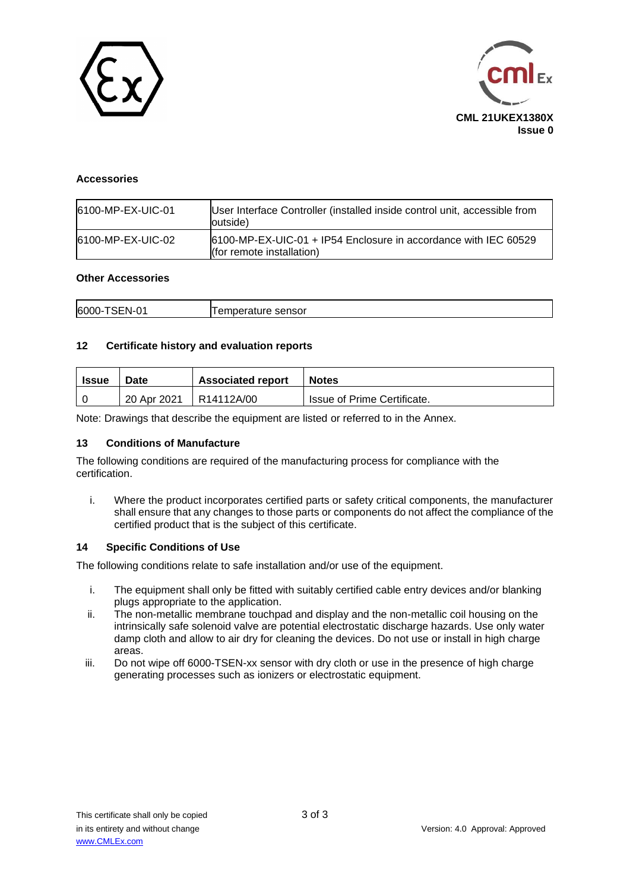**Accessories**

| | |
|---|---|
| 6100-MP-EX-UIC-01 | User Interface Controller (installed inside control unit, accessible from outside) |
| 6100-MP-EX-UIC-02 | 6100-MP-EX-UIC-01 + IP54 Enclosure in accordance with IEC 60529 (for remote installation) |

**Other Accessories**

| | |
|---|---|
| 6000-TSEN-01 | Temperature sensor |

## 12 Certificate history and evaluation reports

| Issue | Date | Associated report | Notes |
|---|---|---|---|
| 0 | 20 Apr 2021 | R14112A/00 | Issue of Prime Certificate. |

Note: Drawings that describe the equipment are listed or referred to in the Annex.

## 13 Conditions of Manufacture

The following conditions are required of the manufacturing process for compliance with the certification.

i. Where the product incorporates certified parts or safety critical components, the manufacturer shall ensure that any changes to those parts or components do not affect the compliance of the certified product that is the subject of this certificate.

## 14 Specific Conditions of Use

The following conditions relate to safe installation and/or use of the equipment.

i. The equipment shall only be fitted with suitably certified cable entry devices and/or blanking plugs appropriate to the application.

ii. The non-metallic membrane touchpad and display and the non-metallic coil housing on the intrinsically safe solenoid valve are potential electrostatic discharge hazards. Use only water damp cloth and allow to air dry for cleaning the devices. Do not use or install in high charge areas.

iii. Do not wipe off 6000-TSEN-xx sensor with dry cloth or use in the presence of high charge generating processes such as ionizers or electrostatic equipment.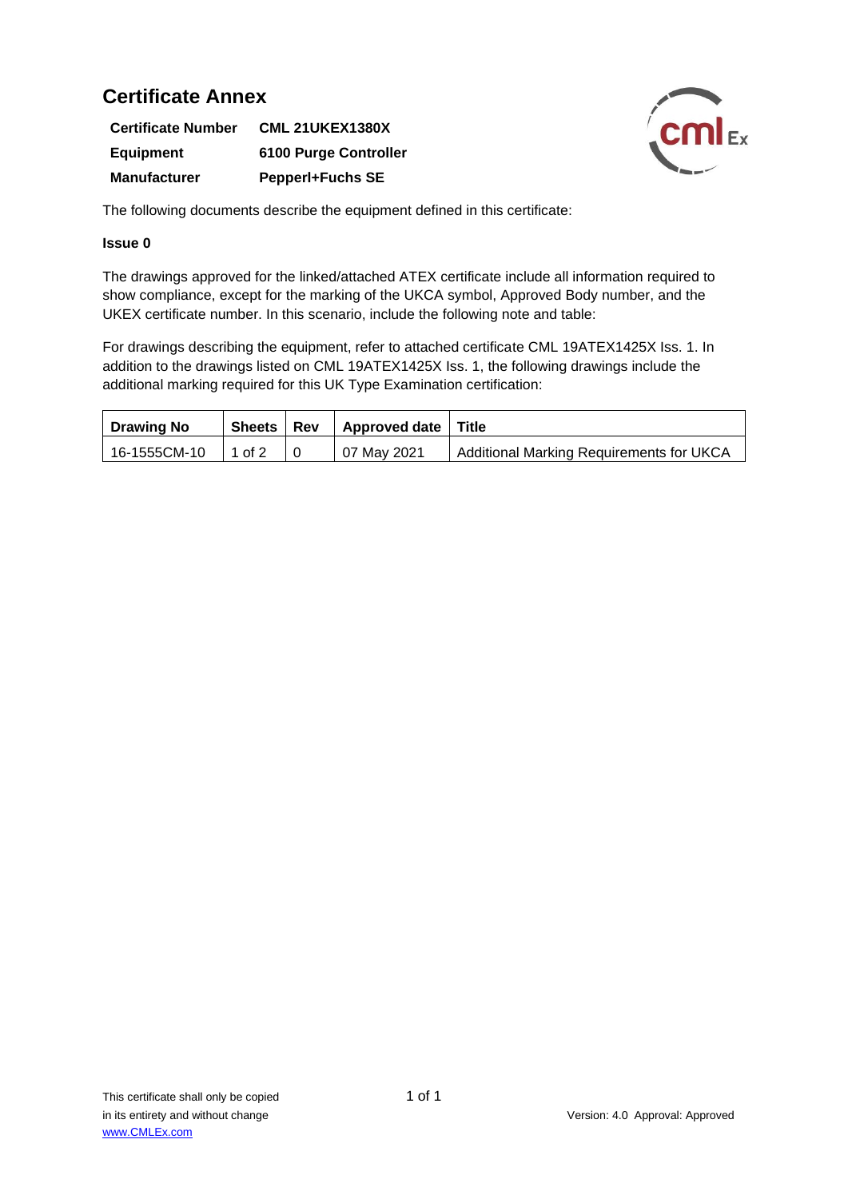# Certificate Annex

**Certificate Number** **CML 21UKEX1380X**

**Equipment** **6100 Purge Controller**

**Manufacturer** **Pepperl+Fuchs SE**

The following documents describe the equipment defined in this certificate:

**Issue 0**

The drawings approved for the linked/attached ATEX certificate include all information required to show compliance, except for the marking of the UKCA symbol, Approved Body number, and the UKEX certificate number. In this scenario, include the following note and table:

For drawings describing the equipment, refer to attached certificate CML 19ATEX1425X Iss. 1. In addition to the drawings listed on CML 19ATEX1425X Iss. 1, the following drawings include the additional marking required for this UK Type Examination certification:

| Drawing No | Sheets | Rev | Approved date | Title |
|---|---|---|---|---|
| 16-1555CM-10 | 1 of 2 | 0 | 07 May 2021 | Additional Marking Requirements for UKCA |

This certificate shall only be copied in its entirety and without change
www.CMLEx.com

Version: 4.0 Approval: Approved